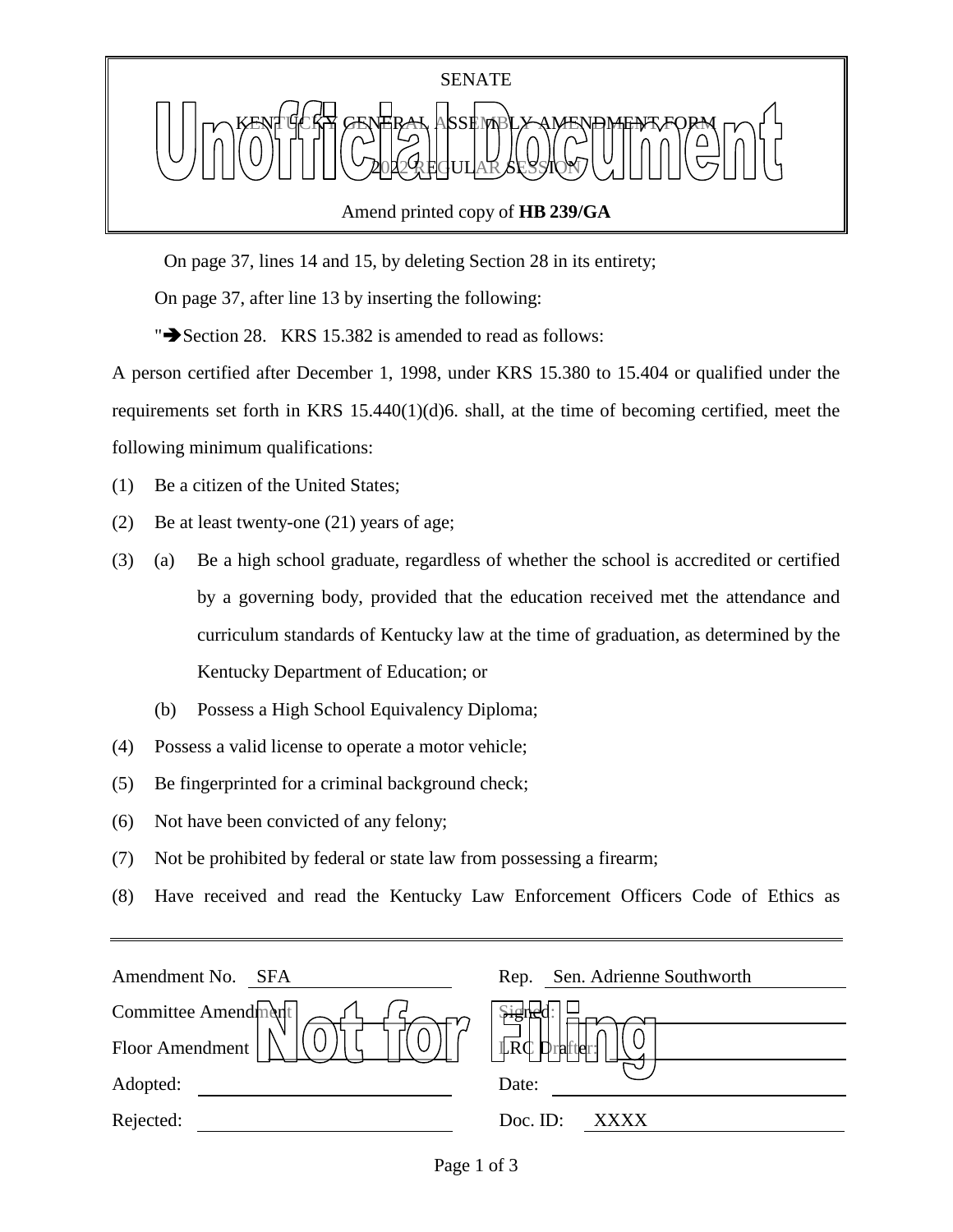SENATE

KENTUCKY GENERAL ASSEMBLY AMENDMENT FORM

2022 REGULAR SESSION

Amend printed copy of **HB 239/GA**

On page 37, lines 14 and 15, by deleting Section 28 in its entirety;

On page 37, after line 13 by inserting the following:

"➔Section 28. KRS 15.382 is amended to read as follows:

A person certified after December 1, 1998, under KRS 15.380 to 15.404 or qualified under the requirements set forth in KRS 15.440(1)(d)6. shall, at the time of becoming certified, meet the following minimum qualifications:

(1) Be a citizen of the United States;

(2) Be at least twenty-one (21) years of age;

(3) (a) Be a high school graduate, regardless of whether the school is accredited or certified by a governing body, provided that the education received met the attendance and curriculum standards of Kentucky law at the time of graduation, as determined by the Kentucky Department of Education; or

(b) Possess a High School Equivalency Diploma;

(4) Possess a valid license to operate a motor vehicle;

(5) Be fingerprinted for a criminal background check;

(6) Not have been convicted of any felony;

(7) Not be prohibited by federal or state law from possessing a firearm;

(8) Have received and read the Kentucky Law Enforcement Officers Code of Ethics as

| | | | |
|---|---|---|---|
| Amendment No. | SFA | Rep. | Sen. Adrienne Southworth |
| Committee Amendment | | Signed: | |
| Floor Amendment | | LRC Drafter: | |
| Adopted: | | Date: | |
| Rejected: | | Doc. ID: | XXXX |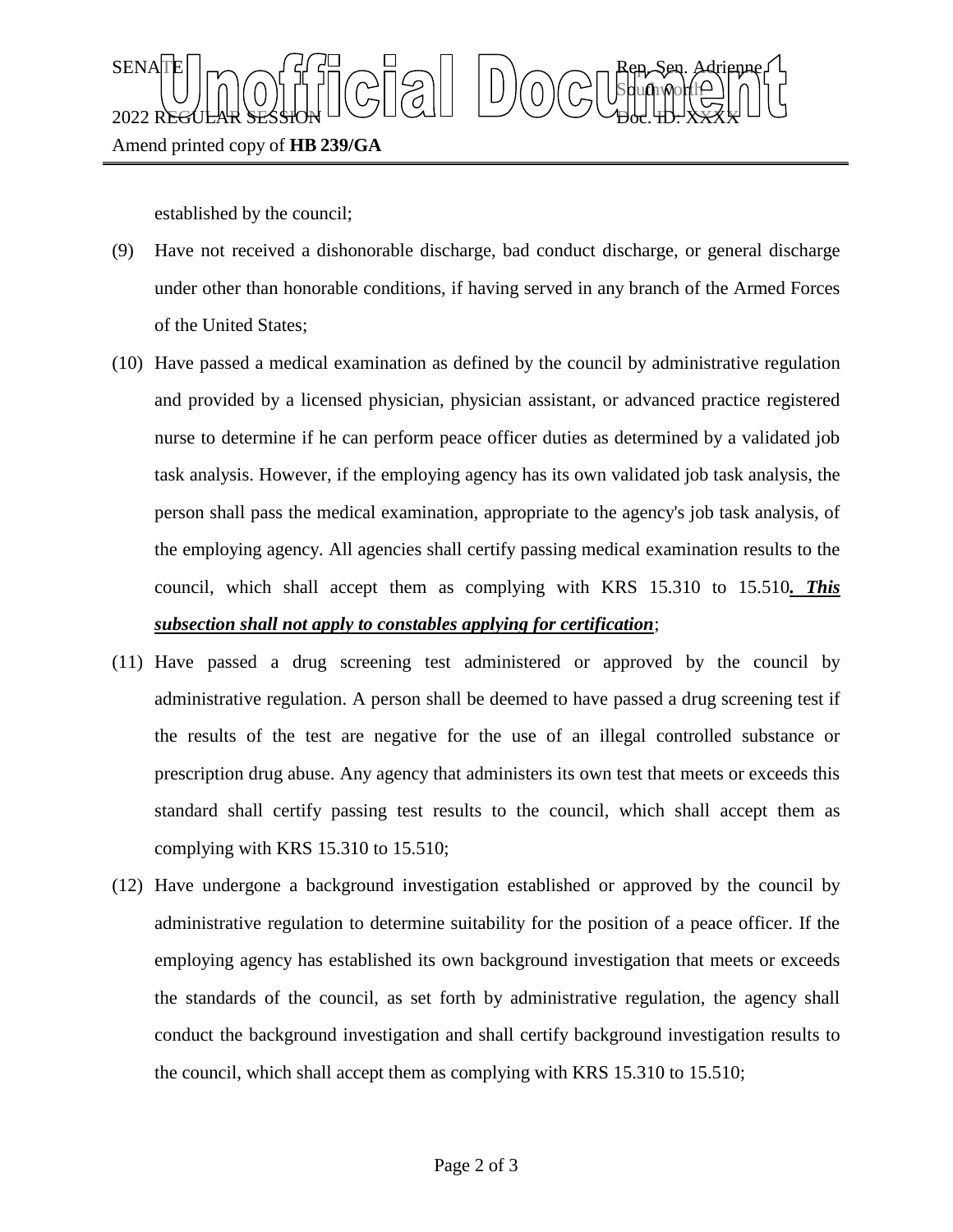established by the council;

(9) Have not received a dishonorable discharge, bad conduct discharge, or general discharge under other than honorable conditions, if having served in any branch of the Armed Forces of the United States;

(10) Have passed a medical examination as defined by the council by administrative regulation and provided by a licensed physician, physician assistant, or advanced practice registered nurse to determine if he can perform peace officer duties as determined by a validated job task analysis. However, if the employing agency has its own validated job task analysis, the person shall pass the medical examination, appropriate to the agency's job task analysis, of the employing agency. All agencies shall certify passing medical examination results to the council, which shall accept them as complying with KRS 15.310 to 15.510***. This subsection shall not apply to constables applying for certification***;

(11) Have passed a drug screening test administered or approved by the council by administrative regulation. A person shall be deemed to have passed a drug screening test if the results of the test are negative for the use of an illegal controlled substance or prescription drug abuse. Any agency that administers its own test that meets or exceeds this standard shall certify passing test results to the council, which shall accept them as complying with KRS 15.310 to 15.510;

(12) Have undergone a background investigation established or approved by the council by administrative regulation to determine suitability for the position of a peace officer. If the employing agency has established its own background investigation that meets or exceeds the standards of the council, as set forth by administrative regulation, the agency shall conduct the background investigation and shall certify background investigation results to the council, which shall accept them as complying with KRS 15.310 to 15.510;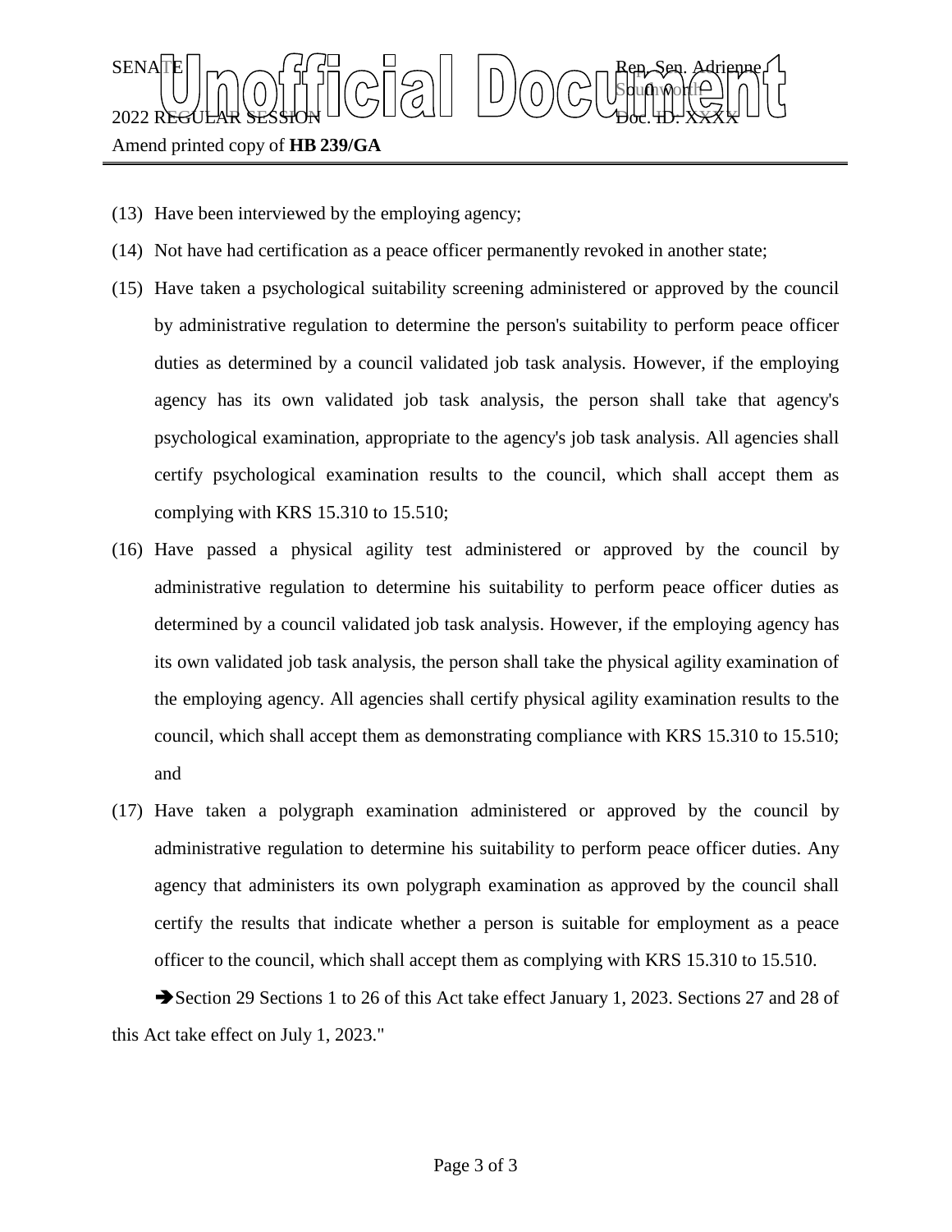(13) Have been interviewed by the employing agency;

(14) Not have had certification as a peace officer permanently revoked in another state;

(15) Have taken a psychological suitability screening administered or approved by the council by administrative regulation to determine the person's suitability to perform peace officer duties as determined by a council validated job task analysis. However, if the employing agency has its own validated job task analysis, the person shall take that agency's psychological examination, appropriate to the agency's job task analysis. All agencies shall certify psychological examination results to the council, which shall accept them as complying with KRS 15.310 to 15.510;

(16) Have passed a physical agility test administered or approved by the council by administrative regulation to determine his suitability to perform peace officer duties as determined by a council validated job task analysis. However, if the employing agency has its own validated job task analysis, the person shall take the physical agility examination of the employing agency. All agencies shall certify physical agility examination results to the council, which shall accept them as demonstrating compliance with KRS 15.310 to 15.510; and

(17) Have taken a polygraph examination administered or approved by the council by administrative regulation to determine his suitability to perform peace officer duties. Any agency that administers its own polygraph examination as approved by the council shall certify the results that indicate whether a person is suitable for employment as a peace officer to the council, which shall accept them as complying with KRS 15.310 to 15.510.

➔Section 29 Sections 1 to 26 of this Act take effect January 1, 2023. Sections 27 and 28 of this Act take effect on July 1, 2023."